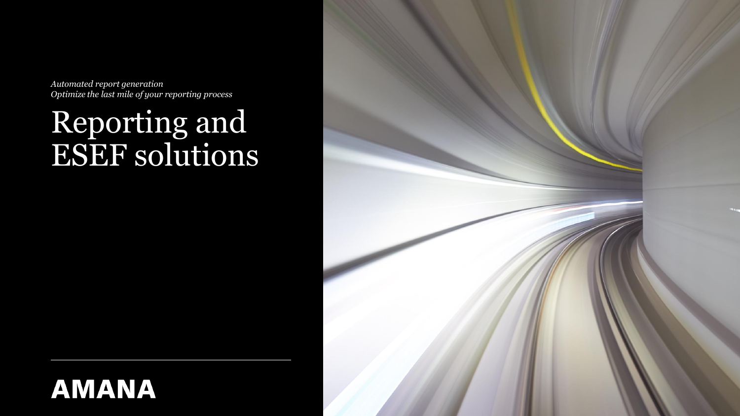*Automated report generation*
*Optimize the last mile of your reporting process*

# Reporting and ESEF solutions

**AMANA**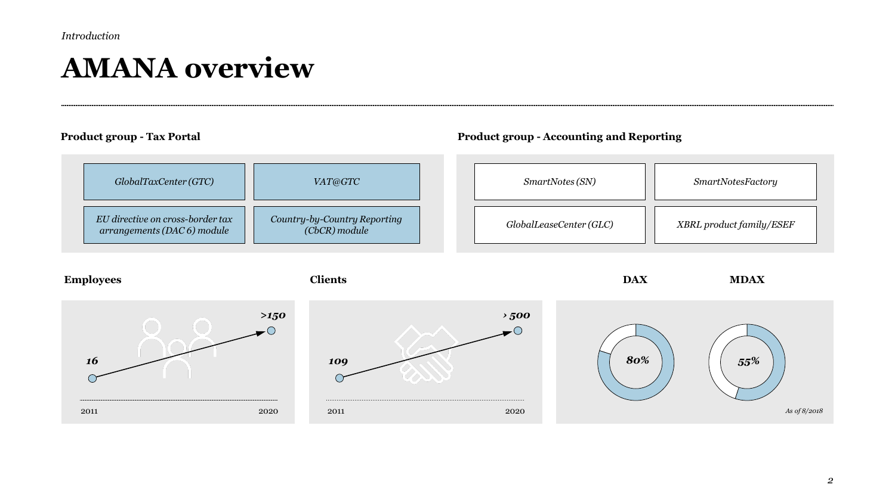*Introduction*

# AMANA overview

**Product group - Tax Portal**

- *GlobalTaxCenter (GTC)*
- *VAT@GTC*
- *EU directive on cross-border tax arrangements (DAC 6) module*
- *Country-by-Country Reporting (CbCR) module*

**Product group - Accounting and Reporting**

- *SmartNotes (SN)*
- *SmartNotesFactory*
- *GlobalLeaseCenter (GLC)*
- *XBRL product family/ESEF*

**Employees**

***16*** (2011) → ***>150*** (2020)

**Clients**

***109*** (2011) → ***› 500*** (2020)

**DAX**

***80%***

**MDAX**

***55%***

*As of 8/2018*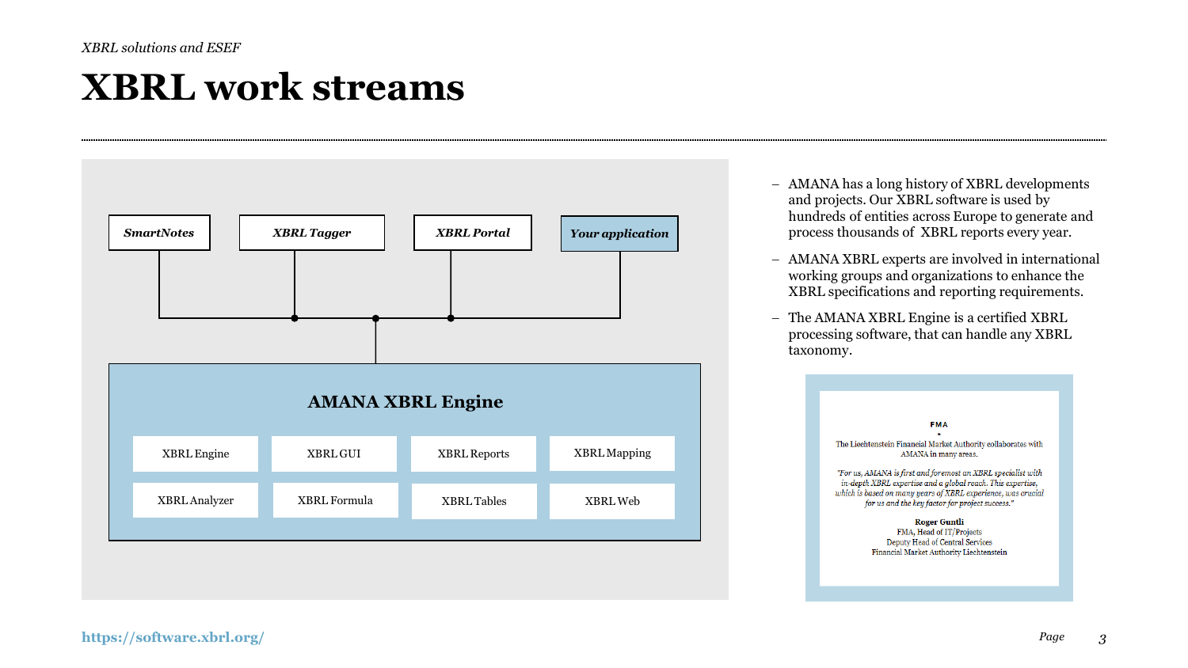# XBRL work streams

*SmartNotes* | *XBRL Tagger* | *XBRL Portal* | *Your application*

**AMANA XBRL Engine**

| | | | |
|---|---|---|---|
| XBRL Engine | XBRL GUI | XBRL Reports | XBRL Mapping |
| XBRL Analyzer | XBRL Formula | XBRL Tables | XBRL Web |

- AMANA has a long history of XBRL developments and projects. Our XBRL software is used by hundreds of entities across Europe to generate and process thousands of XBRL reports every year.
- AMANA XBRL experts are involved in international working groups and organizations to enhance the XBRL specifications and reporting requirements.
- The AMANA XBRL Engine is a certified XBRL processing software, that can handle any XBRL taxonomy.

FMA

The Liechtenstein Financial Market Authority collaborates with AMANA in many areas.

*"For us, AMANA is first and foremost an XBRL specialist with in-depth XBRL expertise and a global reach. This expertise, which is based on many years of XBRL experience, was crucial for us and the key factor for project success."*

**Roger Guntli**
FMA, Head of IT/Projects
Deputy Head of Central Services
Financial Market Authority Liechtenstein

https://software.xbrl.org/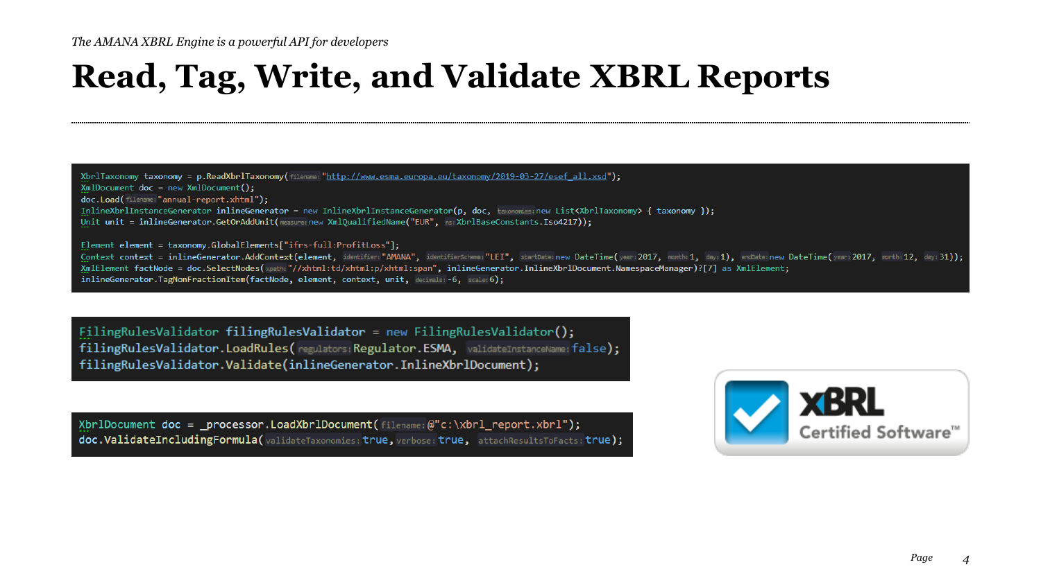*The AMANA XBRL Engine is a powerful API for developers*

# Read, Tag, Write, and Validate XBRL Reports

```
XbrlTaxonomy taxonomy = p.ReadXbrlTaxonomy(filename: "http://www.esma.europa.eu/taxonomy/2019-03-27/esef_all.xsd");
XmlDocument doc = new XmlDocument();
doc.Load(filename: "annual-report.xhtml");
InlineXbrlInstanceGenerator inlineGenerator = new InlineXbrlInstanceGenerator(p, doc, taxonomies: new List<XbrlTaxonomy> { taxonomy });
Unit unit = inlineGenerator.GetOrAddUnit(measure: new XmlQualifiedName("EUR", ns: XbrlBaseConstants.Iso4217));

Element element = taxonomy.GlobalElements["ifrs-full:ProfitLoss"];
Context context = inlineGenerator.AddContext(element, identifier: "AMANA", identifierSchema: "LEI", startDate: new DateTime(year: 2017, month: 1, day: 1), endDate: new DateTime(year: 2017, month: 12, day: 31));
XmlElement factNode = doc.SelectNodes(xpath: "//xhtml:td/xhtml:p/xhtml:span", inlineGenerator.InlineXbrlDocument.NamespaceManager)?[7] as XmlElement;
inlineGenerator.TagNonFractionItem(factNode, element, context, unit, decimals: -6, scale: 6);
```

```
FilingRulesValidator filingRulesValidator = new FilingRulesValidator();
filingRulesValidator.LoadRules(regulators: Regulator.ESMA, validateInstanceName: false);
filingRulesValidator.Validate(inlineGenerator.InlineXbrlDocument);
```

```
XbrlDocument doc = _processor.LoadXbrlDocument(filename: @"c:\xbrl_report.xbrl");
doc.ValidateIncludingFormula(validateTaxonomies: true, verbose: true, attachResultsToFacts: true);
```

XBRL Certified Software™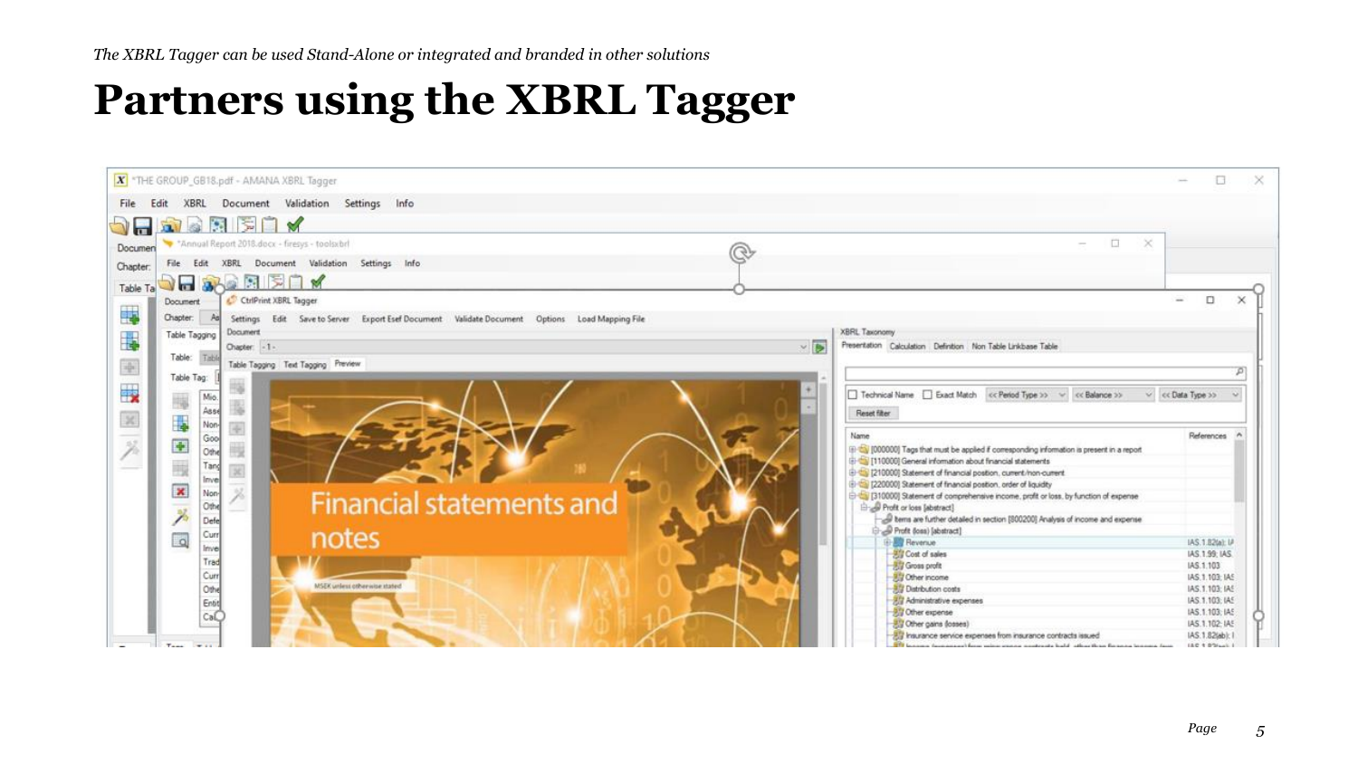*The XBRL Tagger can be used Stand-Alone or integrated and branded in other solutions*

# Partners using the XBRL Tagger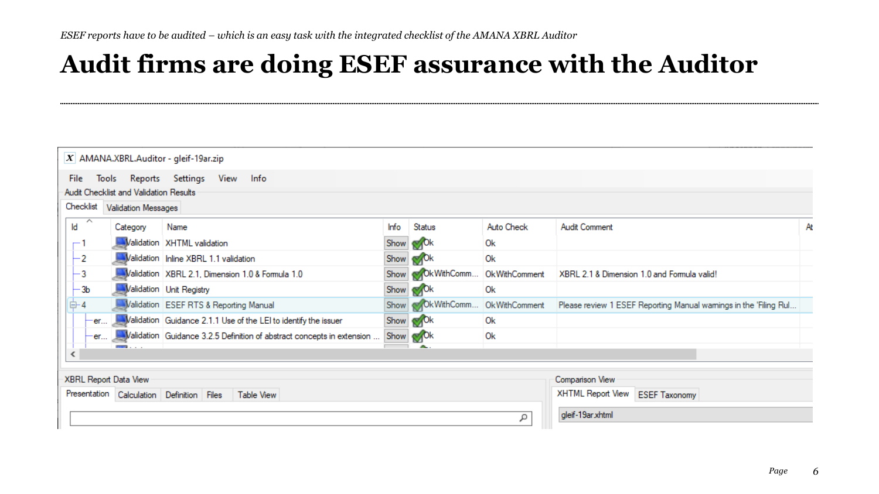*ESEF reports have to be audited – which is an easy task with the integrated checklist of the AMANA XBRL Auditor*

# Audit firms are doing ESEF assurance with the Auditor

AMANA.XBRL.Auditor - gleif-19ar.zip

File Tools Reports Settings View Info

Audit Checklist and Validation Results

Checklist | Validation Messages

| Id | Category | Name | Info | Status | Auto Check | Audit Comment |
|---|---|---|---|---|---|---|
| 1 | Validation | XHTML validation | Show | Ok | Ok | |
| 2 | Validation | Inline XBRL 1.1 validation | Show | Ok | Ok | |
| 3 | Validation | XBRL 2.1, Dimension 1.0 & Formula 1.0 | Show | OkWithComm... | OkWithComment | XBRL 2.1 & Dimension 1.0 and Formula valid! |
| 3b | Validation | Unit Registry | Show | Ok | Ok | |
| 4 | Validation | ESEF RTS & Reporting Manual | Show | OkWithComm... | OkWithComment | Please review 1 ESEF Reporting Manual warnings in the 'Filing Rul... |
| er... | Validation | Guidance 2.1.1 Use of the LEI to identify the issuer | Show | Ok | Ok | |
| er... | Validation | Guidance 3.2.5 Definition of abstract concepts in extension ... | Show | Ok | Ok | |

XBRL Report Data View

Presentation | Calculation | Definition | Files | Table View

Comparison View

XHTML Report View | ESEF Taxonomy

gleif-19ar.xhtml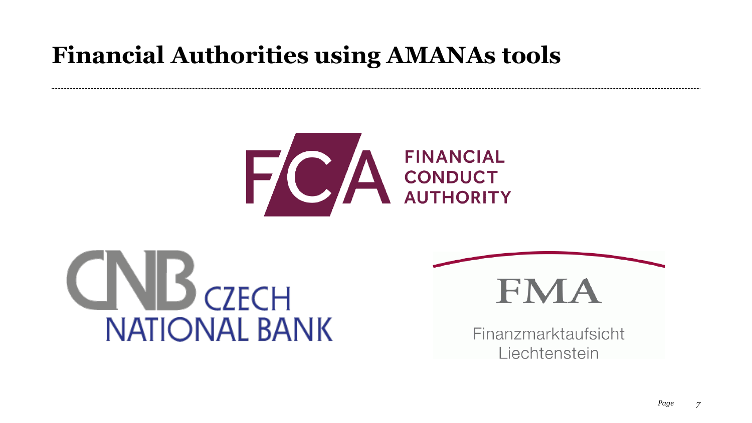# Financial Authorities using AMANAs tools

FINANCIAL CONDUCT AUTHORITY

CZECH NATIONAL BANK

FMA

Finanzmarktaufsicht Liechtenstein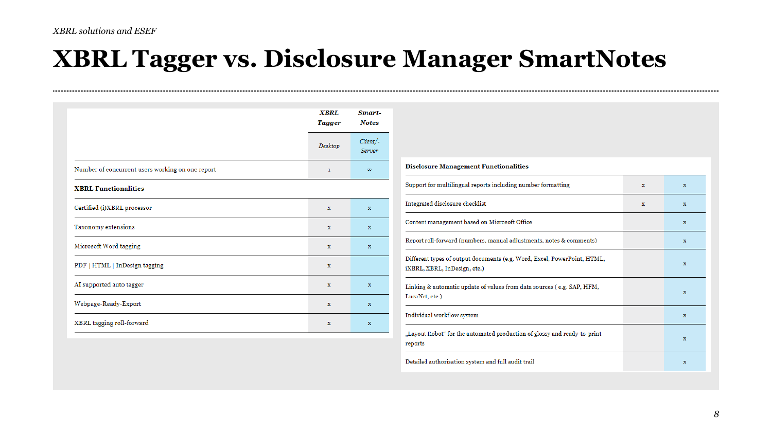*XBRL solutions and ESEF*

# XBRL Tagger vs. Disclosure Manager SmartNotes

| | *XBRL Tagger* | *Smart-Notes* |
|---|---|---|
| | *Desktop* | *Client/-Server* |
| Number of concurrent users working on one report | 1 | ∞ |
| **XBRL Functionalities** | | |
| Certified (i)XBRL processor | x | x |
| Taxonomy extensions | x | x |
| Microsoft Word tagging | x | x |
| PDF \| HTML \| InDesign tagging | x | |
| AI supported auto tagger | x | x |
| Webpage-Ready-Export | x | x |
| XBRL tagging roll-forward | x | x |
| **Disclosure Management Functionalities** | | |
| Support for multilingual reports including number formatting | x | x |
| Integrated disclosure checklist | x | x |
| Content management based on Microsoft Office | | x |
| Report roll-forward (numbers, manual adjustments, notes & comments) | | x |
| Different types of output documents (e.g. Word, Excel, PowerPoint, HTML, iXBRL, XBRL, InDesign, etc.) | | x |
| Linking & automatic update of values from data sources ( e.g. SAP, HFM, LucaNet, etc.) | | x |
| Individual workflow system | | x |
| „Layout Robot“ for the automated production of glossy and ready-to-print reports | | x |
| Detailed authorisation system and full audit trail | | x |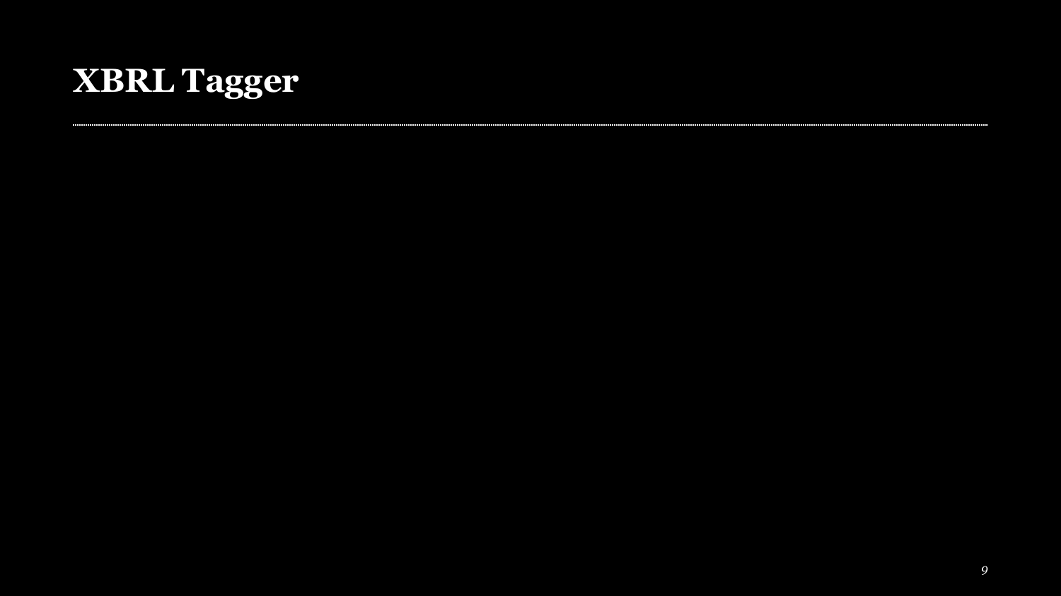# XBRL Tagger

---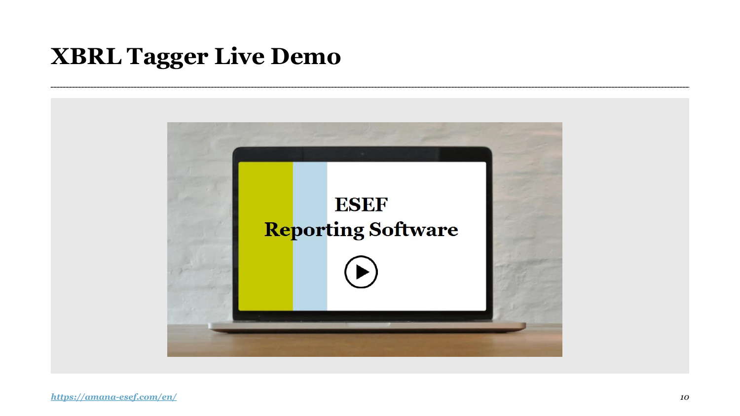# XBRL Tagger Live Demo

ESEF

Reporting Software

[https://amana-esef.com/en/](https://amana-esef.com/en/)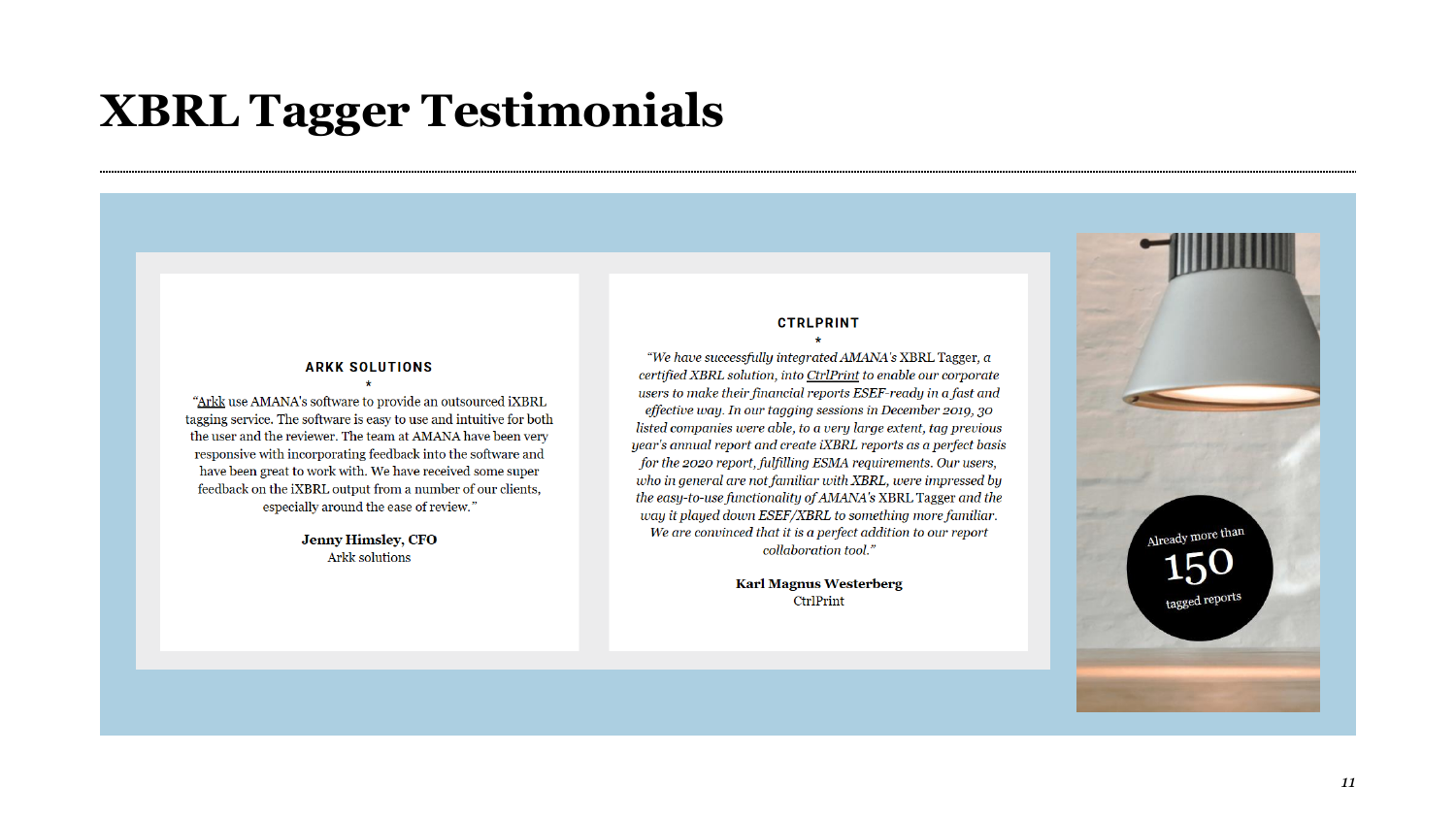# XBRL Tagger Testimonials

### ARKK SOLUTIONS

*

"Arkk use AMANA's software to provide an outsourced iXBRL tagging service. The software is easy to use and intuitive for both the user and the reviewer. The team at AMANA have been very responsive with incorporating feedback into the software and have been great to work with. We have received some super feedback on the iXBRL output from a number of our clients, especially around the ease of review."

**Jenny Himsley, CFO**
Arkk solutions

### CTRLPRINT

*

*"We have successfully integrated AMANA's* XBRL Tagger*, a certified XBRL solution, into CtrlPrint to enable our corporate users to make their financial reports ESEF-ready in a fast and effective way. In our tagging sessions in December 2019, 30 listed companies were able, to a very large extent, tag previous year's annual report and create iXBRL reports as a perfect basis for the 2020 report, fulfilling ESMA requirements. Our users, who in general are not familiar with XBRL, were impressed by the easy-to-use functionality of AMANA's* XBRL Tagger *and the way it played down ESEF/XBRL to something more familiar. We are convinced that it is a perfect addition to our report collaboration tool."*

**Karl Magnus Westerberg**
CtrlPrint

Already more than 150 tagged reports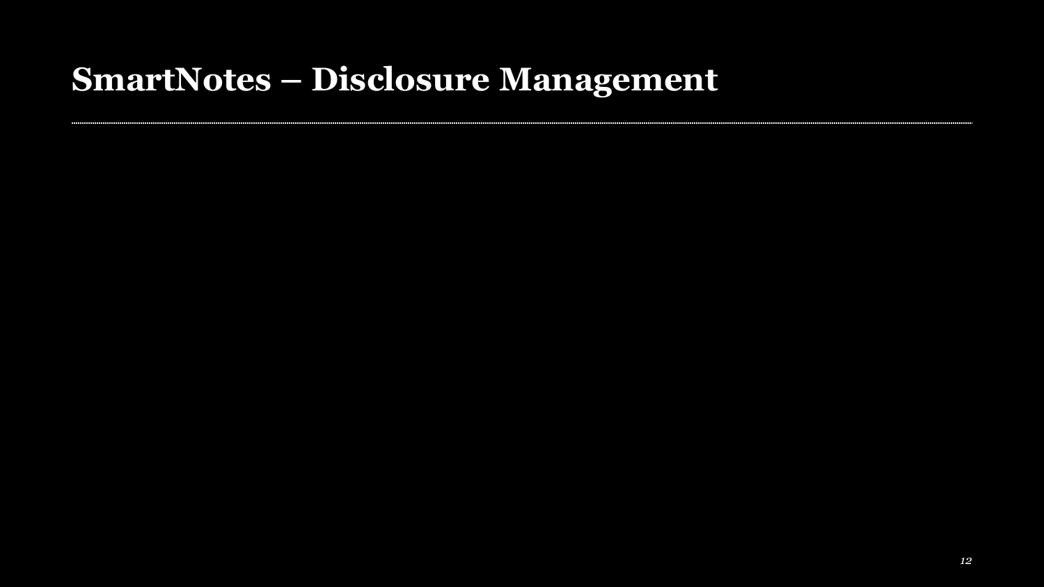# SmartNotes – Disclosure Management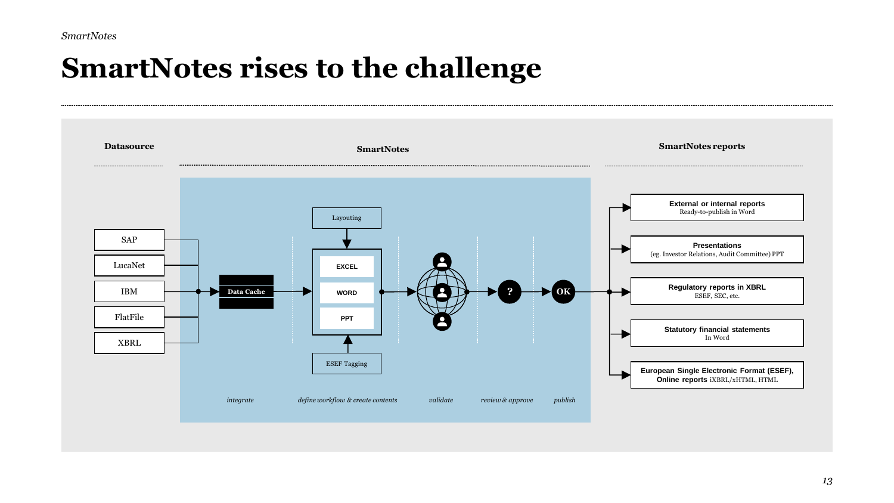# SmartNotes rises to the challenge

**Datasource**

- SAP
- LucaNet
- IBM
- FlatFile
- XBRL

**SmartNotes**

Data Cache

Layouting

EXCEL

WORD

PPT

ESEF Tagging

?

OK

*integrate* — *define workflow & create contents* — *validate* — *review & approve* — *publish*

**SmartNotes reports**

- **External or internal reports**
  Ready-to-publish in Word
- **Presentations**
  (eg. Investor Relations, Audit Committee) PPT
- **Regulatory reports in XBRL**
  ESEF, SEC, etc.
- **Statutory financial statements**
  In Word
- **European Single Electronic Format (ESEF), Online reports** iXBRL/xHTML, HTML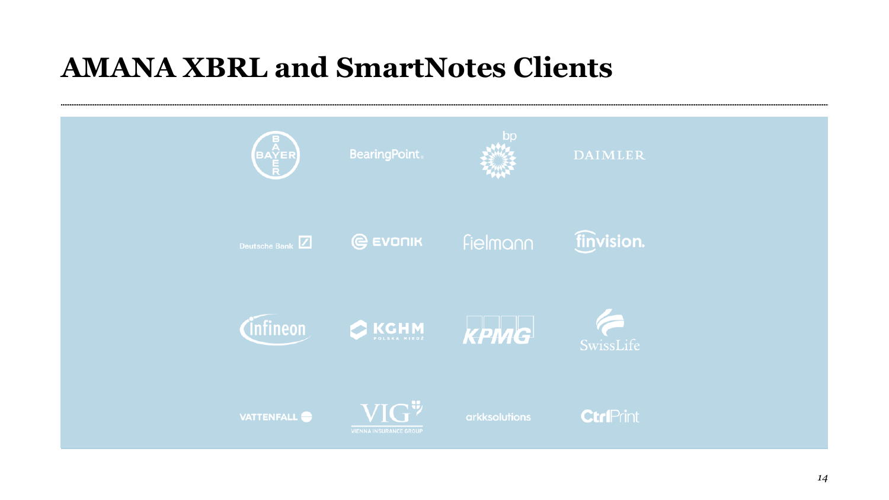# AMANA XBRL and SmartNotes Clients

Bayer, BearingPoint, bp, DAIMLER

Deutsche Bank, EVONIK, Fielmann, finvision.

Infineon, KGHM Polska Miedź, KPMG, SwissLife

VATTENFALL, VIG Vienna Insurance Group, arkksolutions, CtrlPrint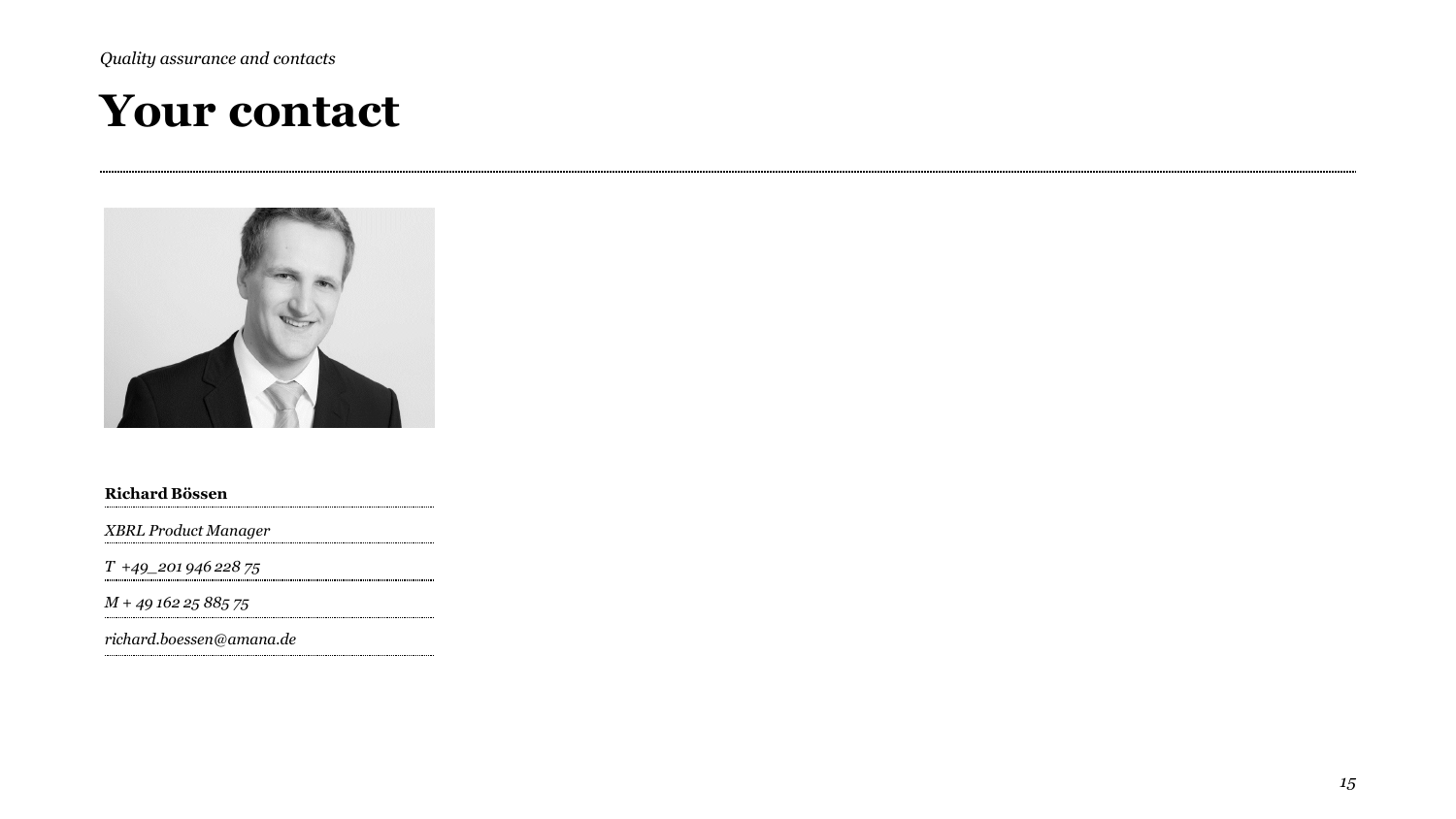*Quality assurance and contacts*

# Your contact

**Richard Bössen**

*XBRL Product Manager*

*T +49_201 946 228 75*

*M + 49 162 25 885 75*

*richard.boessen@amana.de*